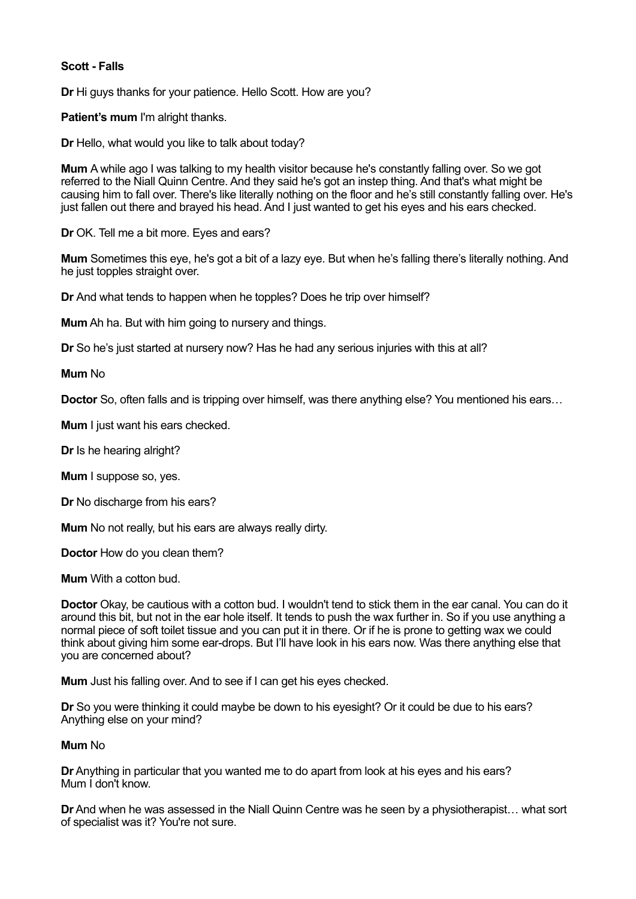**Scott - Falls**

**Dr** Hi guys thanks for your patience. Hello Scott. How are you?

**Patient's mum** I'm alright thanks.

**Dr** Hello, what would you like to talk about today?

**Mum** A while ago I was talking to my health visitor because he's constantly falling over. So we got referred to the Niall Quinn Centre. And they said he's got an instep thing. And that's what might be causing him to fall over. There's like literally nothing on the floor and he's still constantly falling over. He's just fallen out there and brayed his head. And I just wanted to get his eyes and his ears checked.

**Dr** OK. Tell me a bit more. Eyes and ears?

**Mum** Sometimes this eye, he's got a bit of a lazy eye. But when he's falling there's literally nothing. And he just topples straight over.

**Dr** And what tends to happen when he topples? Does he trip over himself?

**Mum** Ah ha. But with him going to nursery and things.

**Dr** So he's just started at nursery now? Has he had any serious injuries with this at all?

**Mum** No

**Doctor** So, often falls and is tripping over himself, was there anything else? You mentioned his ears…

**Mum** I just want his ears checked.

**Dr** Is he hearing alright?

**Mum** I suppose so, yes.

**Dr** No discharge from his ears?

**Mum** No not really, but his ears are always really dirty.

**Doctor** How do you clean them?

**Mum** With a cotton bud.

**Doctor** Okay, be cautious with a cotton bud. I wouldn't tend to stick them in the ear canal. You can do it around this bit, but not in the ear hole itself. It tends to push the wax further in. So if you use anything a normal piece of soft toilet tissue and you can put it in there. Or if he is prone to getting wax we could think about giving him some ear-drops. But I'll have look in his ears now. Was there anything else that you are concerned about?

**Mum** Just his falling over. And to see if I can get his eyes checked.

**Dr** So you were thinking it could maybe be down to his eyesight? Or it could be due to his ears? Anything else on your mind?

**Mum** No

**Dr** Anything in particular that you wanted me to do apart from look at his eyes and his ears?
Mum I don't know.

**Dr** And when he was assessed in the Niall Quinn Centre was he seen by a physiotherapist… what sort of specialist was it? You're not sure.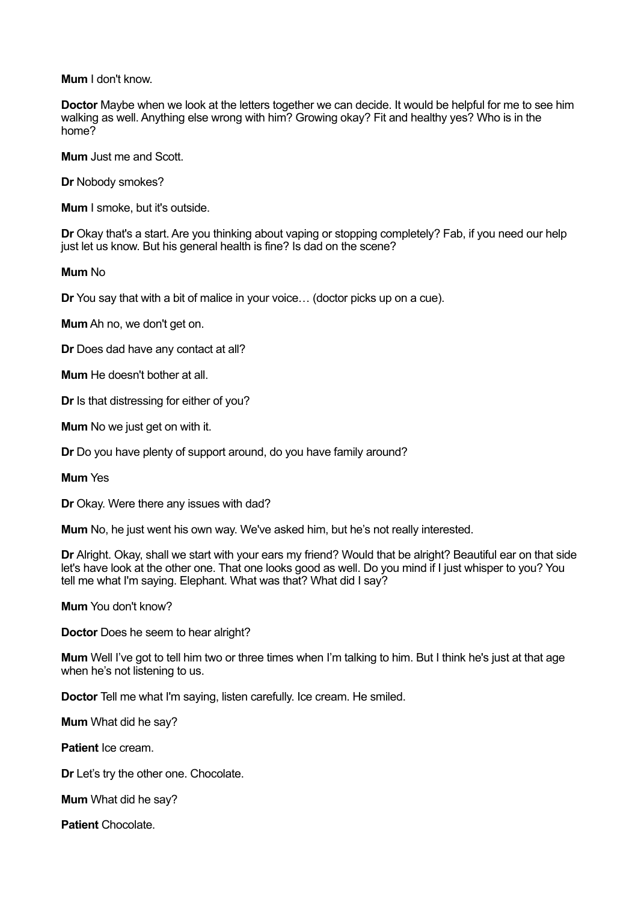**Mum** I don't know.

**Doctor** Maybe when we look at the letters together we can decide. It would be helpful for me to see him walking as well. Anything else wrong with him? Growing okay? Fit and healthy yes? Who is in the home?

**Mum** Just me and Scott.

**Dr** Nobody smokes?

**Mum** I smoke, but it's outside.

**Dr** Okay that's a start. Are you thinking about vaping or stopping completely? Fab, if you need our help just let us know. But his general health is fine? Is dad on the scene?

**Mum** No

**Dr** You say that with a bit of malice in your voice… (doctor picks up on a cue).

**Mum** Ah no, we don't get on.

**Dr** Does dad have any contact at all?

**Mum** He doesn't bother at all.

**Dr** Is that distressing for either of you?

**Mum** No we just get on with it.

**Dr** Do you have plenty of support around, do you have family around?

**Mum** Yes

**Dr** Okay. Were there any issues with dad?

**Mum** No, he just went his own way. We've asked him, but he's not really interested.

**Dr** Alright. Okay, shall we start with your ears my friend? Would that be alright? Beautiful ear on that side let's have look at the other one. That one looks good as well. Do you mind if I just whisper to you? You tell me what I'm saying. Elephant. What was that? What did I say?

**Mum** You don't know?

**Doctor** Does he seem to hear alright?

**Mum** Well I've got to tell him two or three times when I'm talking to him. But I think he's just at that age when he's not listening to us.

**Doctor** Tell me what I'm saying, listen carefully. Ice cream. He smiled.

**Mum** What did he say?

**Patient** Ice cream.

**Dr** Let's try the other one. Chocolate.

**Mum** What did he say?

**Patient** Chocolate.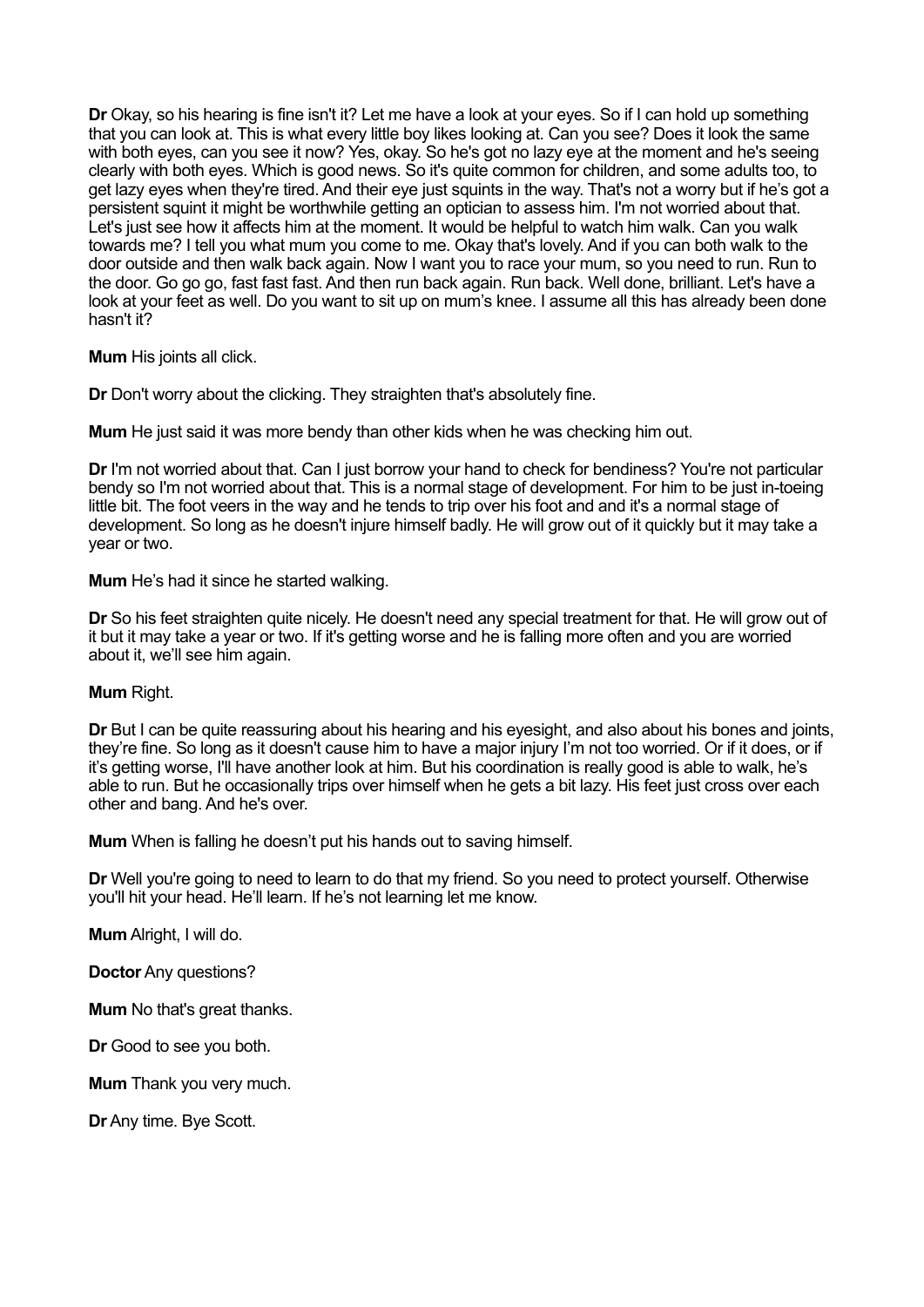**Dr** Okay, so his hearing is fine isn't it? Let me have a look at your eyes. So if I can hold up something that you can look at. This is what every little boy likes looking at. Can you see? Does it look the same with both eyes, can you see it now? Yes, okay. So he's got no lazy eye at the moment and he's seeing clearly with both eyes. Which is good news. So it's quite common for children, and some adults too, to get lazy eyes when they're tired. And their eye just squints in the way. That's not a worry but if he's got a persistent squint it might be worthwhile getting an optician to assess him. I'm not worried about that. Let's just see how it affects him at the moment. It would be helpful to watch him walk. Can you walk towards me? I tell you what mum you come to me. Okay that's lovely. And if you can both walk to the door outside and then walk back again. Now I want you to race your mum, so you need to run. Run to the door. Go go go, fast fast fast. And then run back again. Run back. Well done, brilliant. Let's have a look at your feet as well. Do you want to sit up on mum's knee. I assume all this has already been done hasn't it?

**Mum** His joints all click.

**Dr** Don't worry about the clicking. They straighten that's absolutely fine.

**Mum** He just said it was more bendy than other kids when he was checking him out.

**Dr** I'm not worried about that. Can I just borrow your hand to check for bendiness? You're not particular bendy so I'm not worried about that. This is a normal stage of development. For him to be just in-toeing little bit. The foot veers in the way and he tends to trip over his foot and and it's a normal stage of development. So long as he doesn't injure himself badly. He will grow out of it quickly but it may take a year or two.

**Mum** He's had it since he started walking.

**Dr** So his feet straighten quite nicely. He doesn't need any special treatment for that. He will grow out of it but it may take a year or two. If it's getting worse and he is falling more often and you are worried about it, we'll see him again.

**Mum** Right.

**Dr** But I can be quite reassuring about his hearing and his eyesight, and also about his bones and joints, they're fine. So long as it doesn't cause him to have a major injury I'm not too worried. Or if it does, or if it's getting worse, I'll have another look at him. But his coordination is really good is able to walk, he's able to run. But he occasionally trips over himself when he gets a bit lazy. His feet just cross over each other and bang. And he's over.

**Mum** When is falling he doesn't put his hands out to saving himself.

**Dr** Well you're going to need to learn to do that my friend. So you need to protect yourself. Otherwise you'll hit your head. He'll learn. If he's not learning let me know.

**Mum** Alright, I will do.

**Doctor** Any questions?

**Mum** No that's great thanks.

**Dr** Good to see you both.

**Mum** Thank you very much.

**Dr** Any time. Bye Scott.